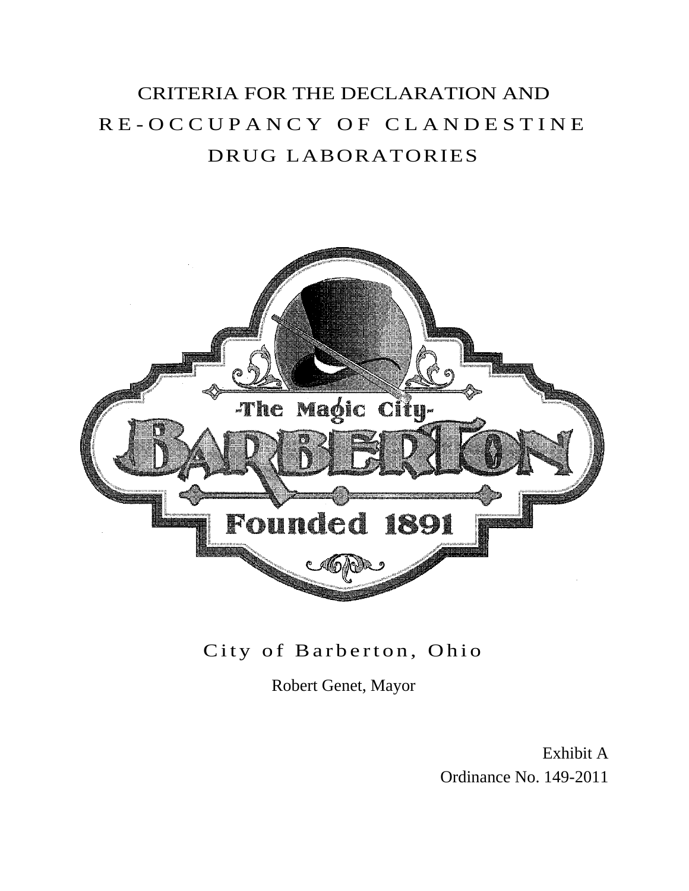# CRITERIA FOR THE DECLARATION AND RE-OCCUPANCY OF CLANDESTINE DRUG LABORATORIES

City of Barberton, Ohio

Robert Genet, Mayor

Exhibit A
Ordinance No. 149-2011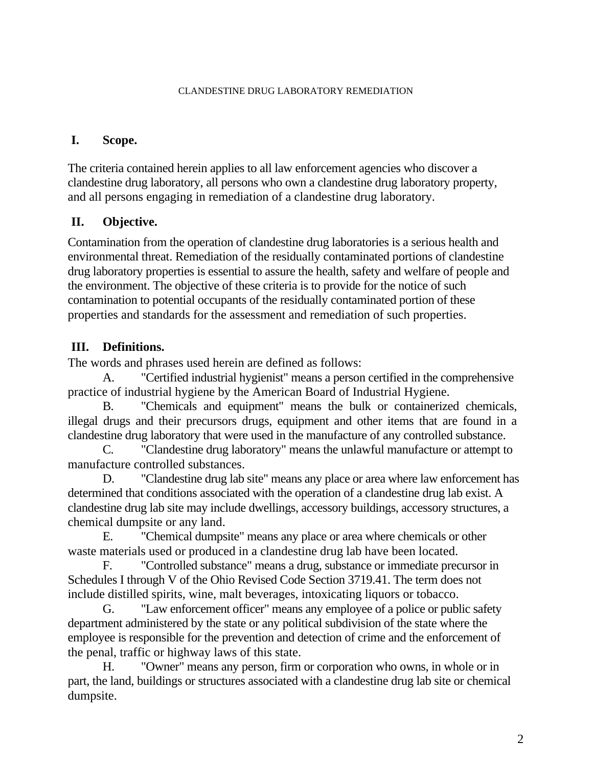# CLANDESTINE DRUG LABORATORY REMEDIATION

## I. Scope.

The criteria contained herein applies to all law enforcement agencies who discover a clandestine drug laboratory, all persons who own a clandestine drug laboratory property, and all persons engaging in remediation of a clandestine drug laboratory.

## II. Objective.

Contamination from the operation of clandestine drug laboratories is a serious health and environmental threat. Remediation of the residually contaminated portions of clandestine drug laboratory properties is essential to assure the health, safety and welfare of people and the environment. The objective of these criteria is to provide for the notice of such contamination to potential occupants of the residually contaminated portion of these properties and standards for the assessment and remediation of such properties.

## III. Definitions.

The words and phrases used herein are defined as follows:

A. "Certified industrial hygienist" means a person certified in the comprehensive practice of industrial hygiene by the American Board of Industrial Hygiene.

B. "Chemicals and equipment" means the bulk or containerized chemicals, illegal drugs and their precursors drugs, equipment and other items that are found in a clandestine drug laboratory that were used in the manufacture of any controlled substance.

C. "Clandestine drug laboratory" means the unlawful manufacture or attempt to manufacture controlled substances.

D. "Clandestine drug lab site" means any place or area where law enforcement has determined that conditions associated with the operation of a clandestine drug lab exist. A clandestine drug lab site may include dwellings, accessory buildings, accessory structures, a chemical dumpsite or any land.

E. "Chemical dumpsite" means any place or area where chemicals or other waste materials used or produced in a clandestine drug lab have been located.

F. "Controlled substance" means a drug, substance or immediate precursor in Schedules I through V of the Ohio Revised Code Section 3719.41. The term does not include distilled spirits, wine, malt beverages, intoxicating liquors or tobacco.

G. "Law enforcement officer" means any employee of a police or public safety department administered by the state or any political subdivision of the state where the employee is responsible for the prevention and detection of crime and the enforcement of the penal, traffic or highway laws of this state.

H. "Owner" means any person, firm or corporation who owns, in whole or in part, the land, buildings or structures associated with a clandestine drug lab site or chemical dumpsite.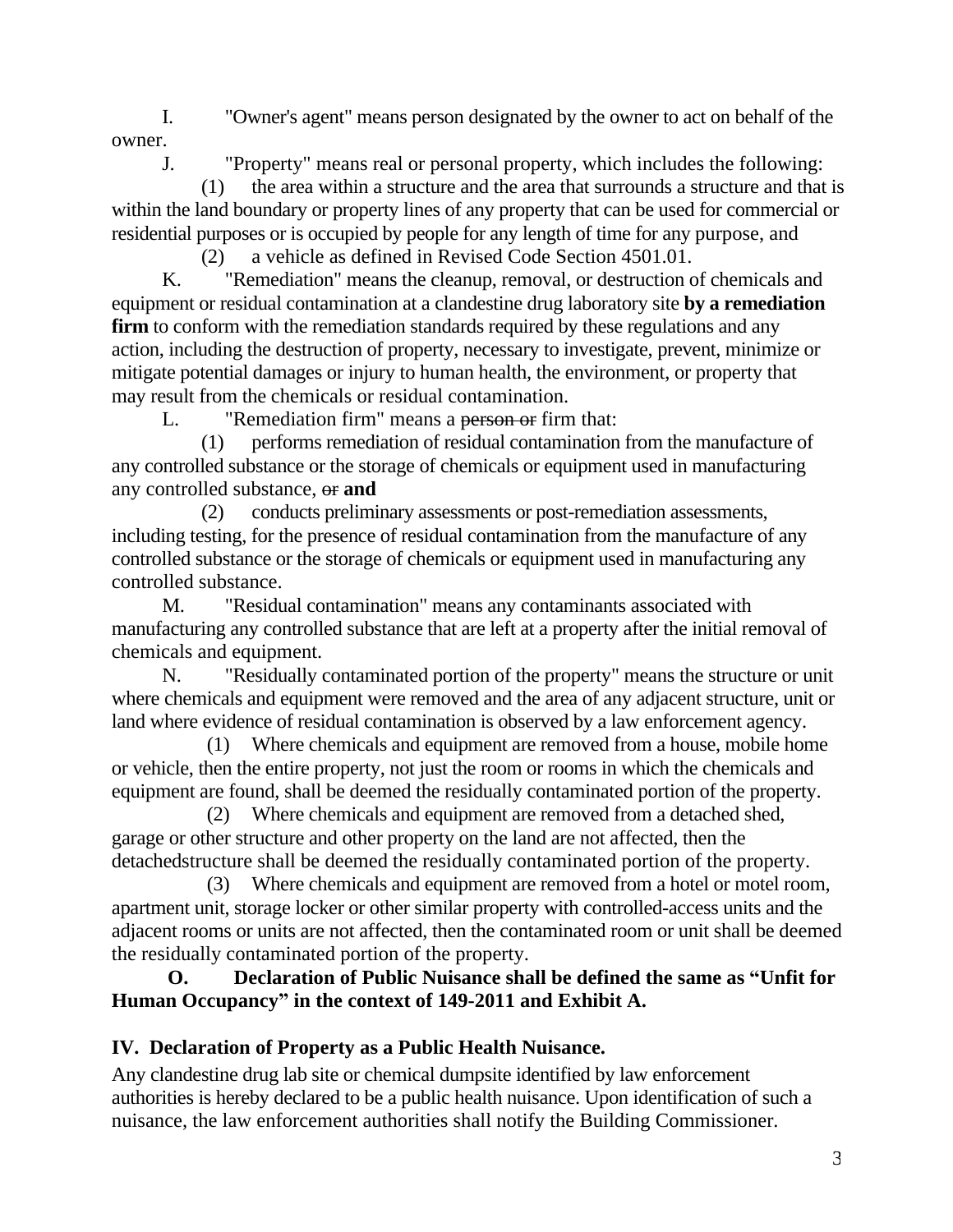I. "Owner's agent" means person designated by the owner to act on behalf of the owner.

J. "Property" means real or personal property, which includes the following:

(1) the area within a structure and the area that surrounds a structure and that is within the land boundary or property lines of any property that can be used for commercial or residential purposes or is occupied by people for any length of time for any purpose, and

(2) a vehicle as defined in Revised Code Section 4501.01.

K. "Remediation" means the cleanup, removal, or destruction of chemicals and equipment or residual contamination at a clandestine drug laboratory site **by a remediation firm** to conform with the remediation standards required by these regulations and any action, including the destruction of property, necessary to investigate, prevent, minimize or mitigate potential damages or injury to human health, the environment, or property that may result from the chemicals or residual contamination.

L. "Remediation firm" means a ~~person or~~ firm that:

(1) performs remediation of residual contamination from the manufacture of any controlled substance or the storage of chemicals or equipment used in manufacturing any controlled substance, ~~or~~ **and**

(2) conducts preliminary assessments or post-remediation assessments, including testing, for the presence of residual contamination from the manufacture of any controlled substance or the storage of chemicals or equipment used in manufacturing any controlled substance.

M. "Residual contamination" means any contaminants associated with manufacturing any controlled substance that are left at a property after the initial removal of chemicals and equipment.

N. "Residually contaminated portion of the property" means the structure or unit where chemicals and equipment were removed and the area of any adjacent structure, unit or land where evidence of residual contamination is observed by a law enforcement agency.

(1) Where chemicals and equipment are removed from a house, mobile home or vehicle, then the entire property, not just the room or rooms in which the chemicals and equipment are found, shall be deemed the residually contaminated portion of the property.

(2) Where chemicals and equipment are removed from a detached shed, garage or other structure and other property on the land are not affected, then the detachedstructure shall be deemed the residually contaminated portion of the property.

(3) Where chemicals and equipment are removed from a hotel or motel room, apartment unit, storage locker or other similar property with controlled-access units and the adjacent rooms or units are not affected, then the contaminated room or unit shall be deemed the residually contaminated portion of the property.

**O. Declaration of Public Nuisance shall be defined the same as "Unfit for Human Occupancy" in the context of 149-2011 and Exhibit A.**

## IV. Declaration of Property as a Public Health Nuisance.

Any clandestine drug lab site or chemical dumpsite identified by law enforcement authorities is hereby declared to be a public health nuisance. Upon identification of such a nuisance, the law enforcement authorities shall notify the Building Commissioner.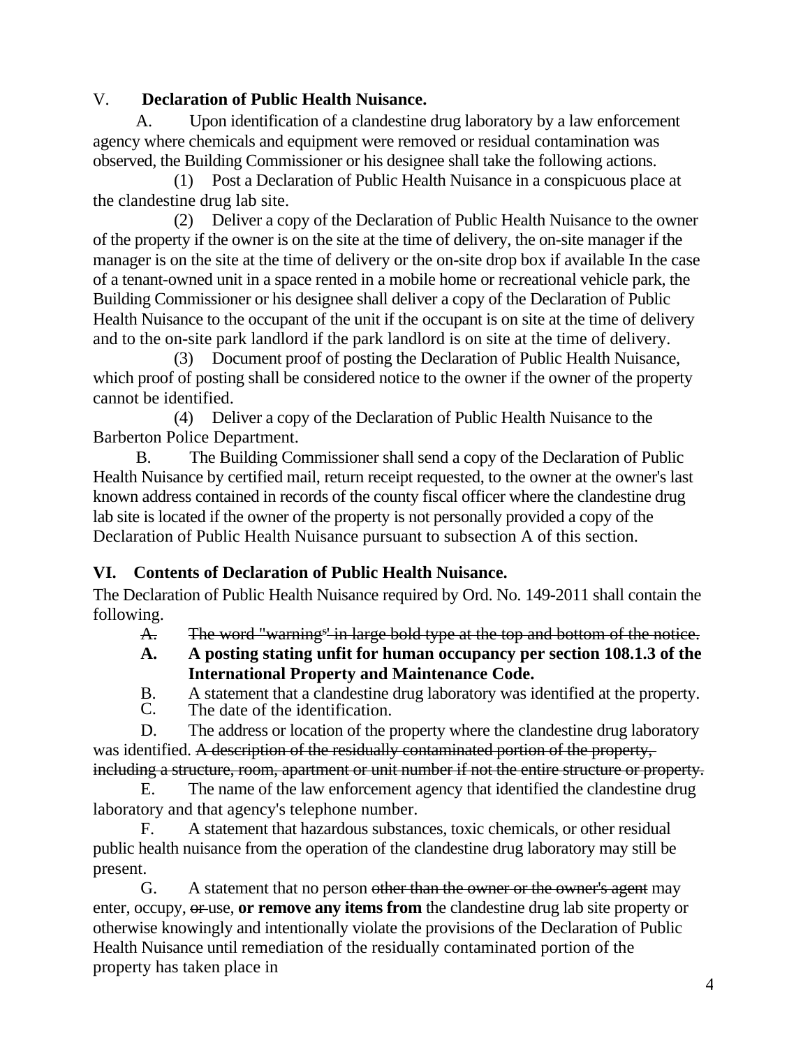V. **Declaration of Public Health Nuisance.**

A. Upon identification of a clandestine drug laboratory by a law enforcement agency where chemicals and equipment were removed or residual contamination was observed, the Building Commissioner or his designee shall take the following actions.

(1) Post a Declaration of Public Health Nuisance in a conspicuous place at the clandestine drug lab site.

(2) Deliver a copy of the Declaration of Public Health Nuisance to the owner of the property if the owner is on the site at the time of delivery, the on-site manager if the manager is on the site at the time of delivery or the on-site drop box if available In the case of a tenant-owned unit in a space rented in a mobile home or recreational vehicle park, the Building Commissioner or his designee shall deliver a copy of the Declaration of Public Health Nuisance to the occupant of the unit if the occupant is on site at the time of delivery and to the on-site park landlord if the park landlord is on site at the time of delivery.

(3) Document proof of posting the Declaration of Public Health Nuisance, which proof of posting shall be considered notice to the owner if the owner of the property cannot be identified.

(4) Deliver a copy of the Declaration of Public Health Nuisance to the Barberton Police Department.

B. The Building Commissioner shall send a copy of the Declaration of Public Health Nuisance by certified mail, return receipt requested, to the owner at the owner's last known address contained in records of the county fiscal officer where the clandestine drug lab site is located if the owner of the property is not personally provided a copy of the Declaration of Public Health Nuisance pursuant to subsection A of this section.

**VI. Contents of Declaration of Public Health Nuisance.**

The Declaration of Public Health Nuisance required by Ord. No. 149-2011 shall contain the following.

~~A. The word "warning" in large bold type at the top and bottom of the notice.~~

**A. A posting stating unfit for human occupancy per section 108.1.3 of the International Property and Maintenance Code.**

B. A statement that a clandestine drug laboratory was identified at the property.

C. The date of the identification.

D. The address or location of the property where the clandestine drug laboratory was identified. ~~A description of the residually contaminated portion of the property, including a structure, room, apartment or unit number if not the entire structure or property.~~

E. The name of the law enforcement agency that identified the clandestine drug laboratory and that agency's telephone number.

F. A statement that hazardous substances, toxic chemicals, or other residual public health nuisance from the operation of the clandestine drug laboratory may still be present.

G. A statement that no person ~~other than the owner or the owner's agent~~ may enter, occupy, ~~or~~ use, **or remove any items from** the clandestine drug lab site property or otherwise knowingly and intentionally violate the provisions of the Declaration of Public Health Nuisance until remediation of the residually contaminated portion of the property has taken place in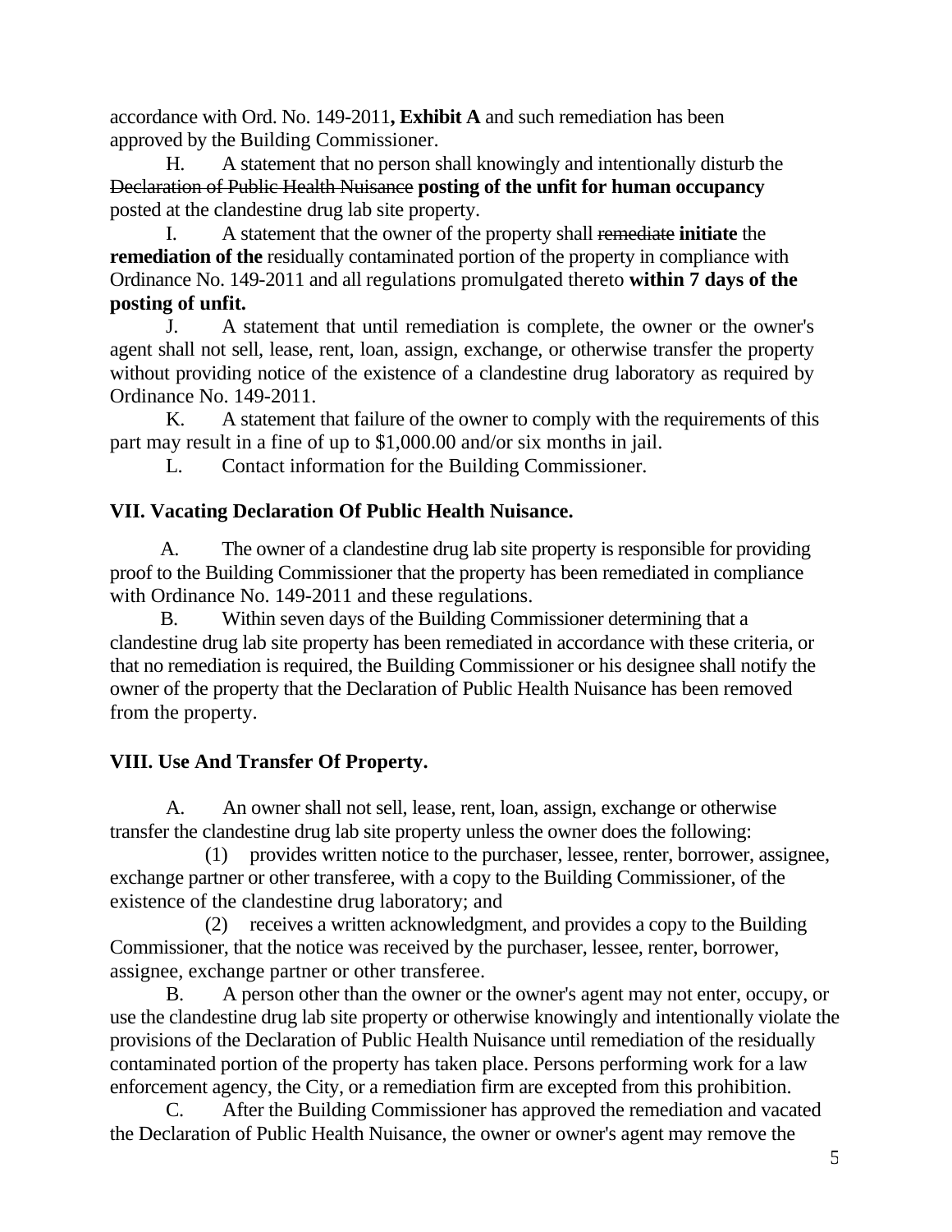accordance with Ord. No. 149-2011**, Exhibit A** and such remediation has been approved by the Building Commissioner.

H. A statement that no person shall knowingly and intentionally disturb the ~~Declaration of Public Health Nuisance~~ **posting of the unfit for human occupancy** posted at the clandestine drug lab site property.

I. A statement that the owner of the property shall ~~remediate~~ **initiate** the **remediation of the** residually contaminated portion of the property in compliance with Ordinance No. 149-2011 and all regulations promulgated thereto **within 7 days of the posting of unfit.**

J. A statement that until remediation is complete, the owner or the owner's agent shall not sell, lease, rent, loan, assign, exchange, or otherwise transfer the property without providing notice of the existence of a clandestine drug laboratory as required by Ordinance No. 149-2011.

K. A statement that failure of the owner to comply with the requirements of this part may result in a fine of up to $1,000.00 and/or six months in jail.

L. Contact information for the Building Commissioner.

## VII. Vacating Declaration Of Public Health Nuisance.

A. The owner of a clandestine drug lab site property is responsible for providing proof to the Building Commissioner that the property has been remediated in compliance with Ordinance No. 149-2011 and these regulations.

B. Within seven days of the Building Commissioner determining that a clandestine drug lab site property has been remediated in accordance with these criteria, or that no remediation is required, the Building Commissioner or his designee shall notify the owner of the property that the Declaration of Public Health Nuisance has been removed from the property.

## VIII. Use And Transfer Of Property.

A. An owner shall not sell, lease, rent, loan, assign, exchange or otherwise transfer the clandestine drug lab site property unless the owner does the following:

(1) provides written notice to the purchaser, lessee, renter, borrower, assignee, exchange partner or other transferee, with a copy to the Building Commissioner, of the existence of the clandestine drug laboratory; and

(2) receives a written acknowledgment, and provides a copy to the Building Commissioner, that the notice was received by the purchaser, lessee, renter, borrower, assignee, exchange partner or other transferee.

B. A person other than the owner or the owner's agent may not enter, occupy, or use the clandestine drug lab site property or otherwise knowingly and intentionally violate the provisions of the Declaration of Public Health Nuisance until remediation of the residually contaminated portion of the property has taken place. Persons performing work for a law enforcement agency, the City, or a remediation firm are excepted from this prohibition.

C. After the Building Commissioner has approved the remediation and vacated the Declaration of Public Health Nuisance, the owner or owner's agent may remove the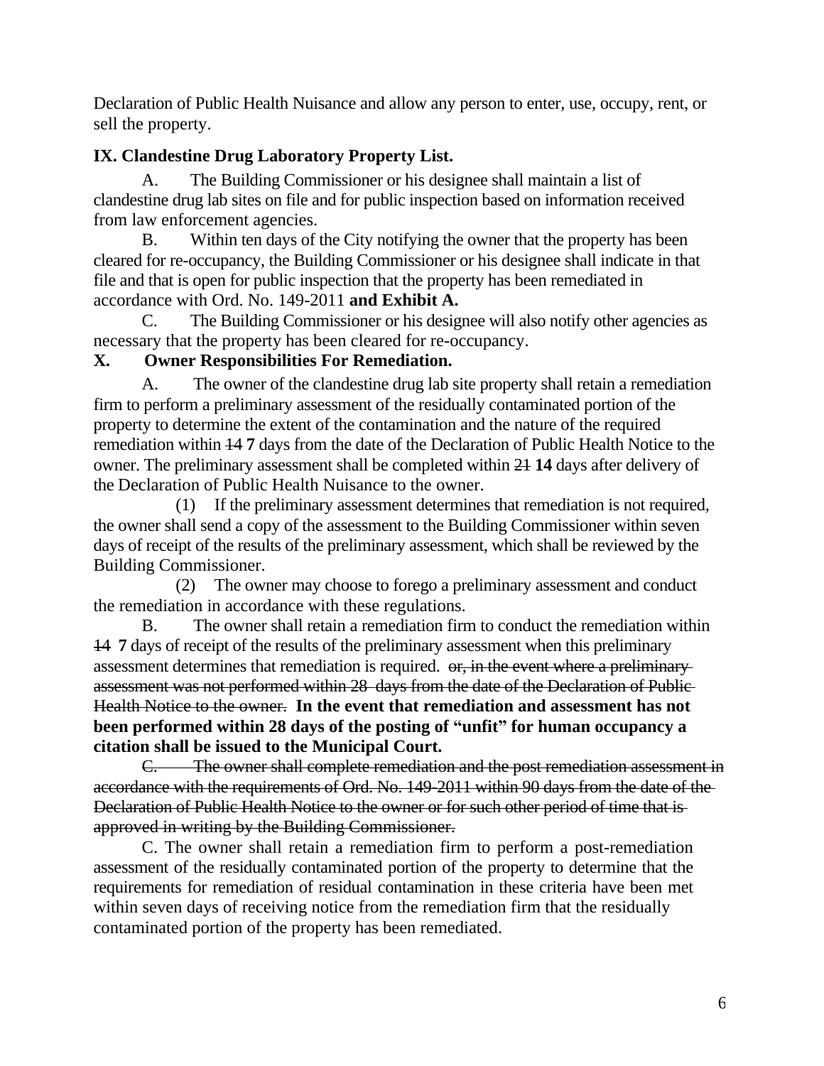Declaration of Public Health Nuisance and allow any person to enter, use, occupy, rent, or sell the property.

**IX. Clandestine Drug Laboratory Property List.**

A. The Building Commissioner or his designee shall maintain a list of clandestine drug lab sites on file and for public inspection based on information received from law enforcement agencies.

B. Within ten days of the City notifying the owner that the property has been cleared for re-occupancy, the Building Commissioner or his designee shall indicate in that file and that is open for public inspection that the property has been remediated in accordance with Ord. No. 149-2011 **and Exhibit A.**

C. The Building Commissioner or his designee will also notify other agencies as necessary that the property has been cleared for re-occupancy.

**X. Owner Responsibilities For Remediation.**

A. The owner of the clandestine drug lab site property shall retain a remediation firm to perform a preliminary assessment of the residually contaminated portion of the property to determine the extent of the contamination and the nature of the required remediation within ~~14~~ **7** days from the date of the Declaration of Public Health Notice to the owner. The preliminary assessment shall be completed within ~~21~~ **14** days after delivery of the Declaration of Public Health Nuisance to the owner.

(1) If the preliminary assessment determines that remediation is not required, the owner shall send a copy of the assessment to the Building Commissioner within seven days of receipt of the results of the preliminary assessment, which shall be reviewed by the Building Commissioner.

(2) The owner may choose to forego a preliminary assessment and conduct the remediation in accordance with these regulations.

B. The owner shall retain a remediation firm to conduct the remediation within ~~14~~ **7** days of receipt of the results of the preliminary assessment when this preliminary assessment determines that remediation is required. ~~or, in the event where a preliminary assessment was not performed within 28 days from the date of the Declaration of Public Health Notice to the owner.~~ **In the event that remediation and assessment has not been performed within 28 days of the posting of "unfit" for human occupancy a citation shall be issued to the Municipal Court.**

~~C. The owner shall complete remediation and the post remediation assessment in accordance with the requirements of Ord. No. 149-2011 within 90 days from the date of the Declaration of Public Health Notice to the owner or for such other period of time that is approved in writing by the Building Commissioner.~~

C. The owner shall retain a remediation firm to perform a post-remediation assessment of the residually contaminated portion of the property to determine that the requirements for remediation of residual contamination in these criteria have been met within seven days of receiving notice from the remediation firm that the residually contaminated portion of the property has been remediated.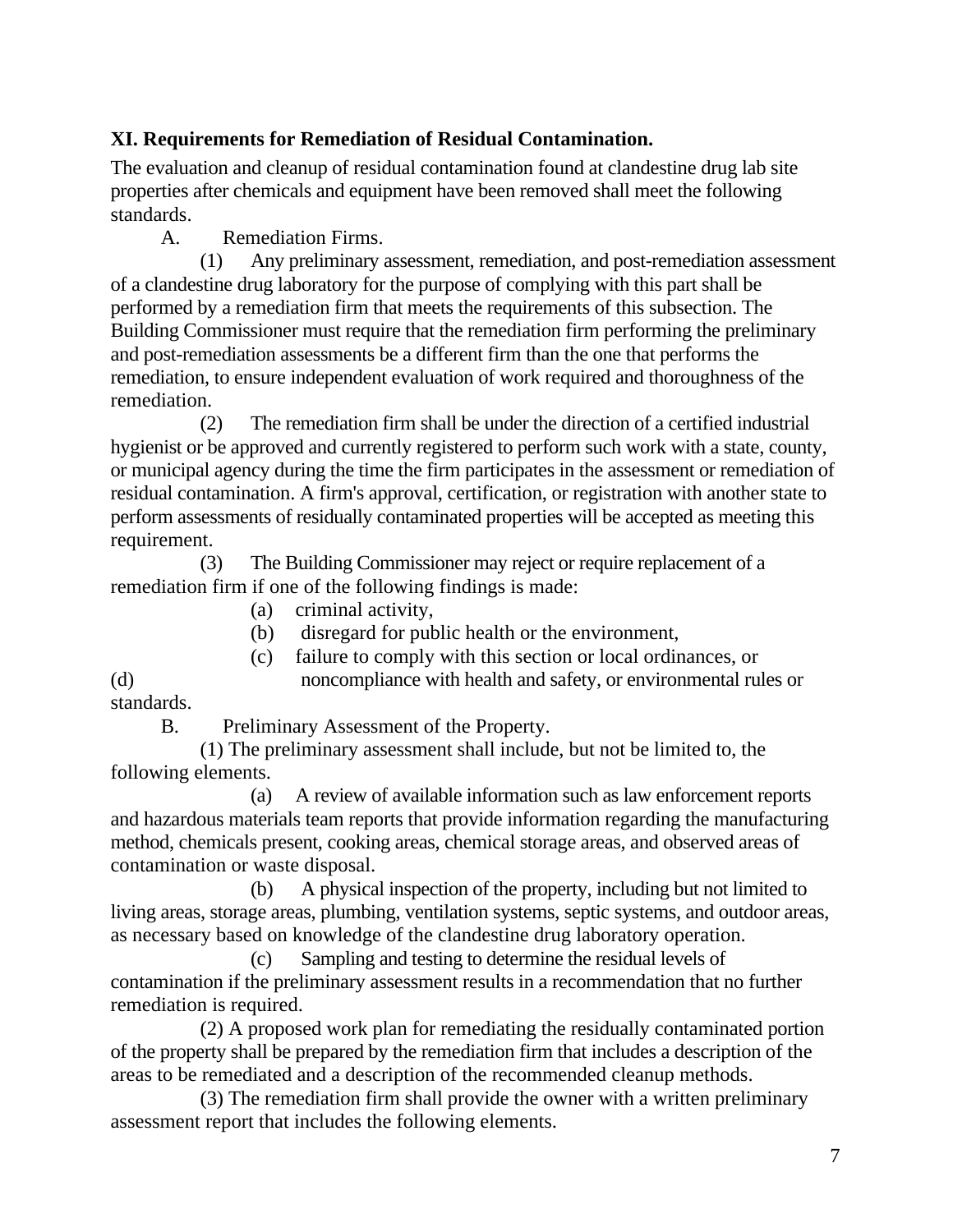## XI. Requirements for Remediation of Residual Contamination.

The evaluation and cleanup of residual contamination found at clandestine drug lab site properties after chemicals and equipment have been removed shall meet the following standards.

A. Remediation Firms.

(1) Any preliminary assessment, remediation, and post-remediation assessment of a clandestine drug laboratory for the purpose of complying with this part shall be performed by a remediation firm that meets the requirements of this subsection. The Building Commissioner must require that the remediation firm performing the preliminary and post-remediation assessments be a different firm than the one that performs the remediation, to ensure independent evaluation of work required and thoroughness of the remediation.

(2) The remediation firm shall be under the direction of a certified industrial hygienist or be approved and currently registered to perform such work with a state, county, or municipal agency during the time the firm participates in the assessment or remediation of residual contamination. A firm's approval, certification, or registration with another state to perform assessments of residually contaminated properties will be accepted as meeting this requirement.

(3) The Building Commissioner may reject or require replacement of a remediation firm if one of the following findings is made:

(a) criminal activity,

(b) disregard for public health or the environment,

(c) failure to comply with this section or local ordinances, or

(d) noncompliance with health and safety, or environmental rules or standards.

B. Preliminary Assessment of the Property.

(1) The preliminary assessment shall include, but not be limited to, the following elements.

(a) A review of available information such as law enforcement reports and hazardous materials team reports that provide information regarding the manufacturing method, chemicals present, cooking areas, chemical storage areas, and observed areas of contamination or waste disposal.

(b) A physical inspection of the property, including but not limited to living areas, storage areas, plumbing, ventilation systems, septic systems, and outdoor areas, as necessary based on knowledge of the clandestine drug laboratory operation.

(c) Sampling and testing to determine the residual levels of contamination if the preliminary assessment results in a recommendation that no further remediation is required.

(2) A proposed work plan for remediating the residually contaminated portion of the property shall be prepared by the remediation firm that includes a description of the areas to be remediated and a description of the recommended cleanup methods.

(3) The remediation firm shall provide the owner with a written preliminary assessment report that includes the following elements.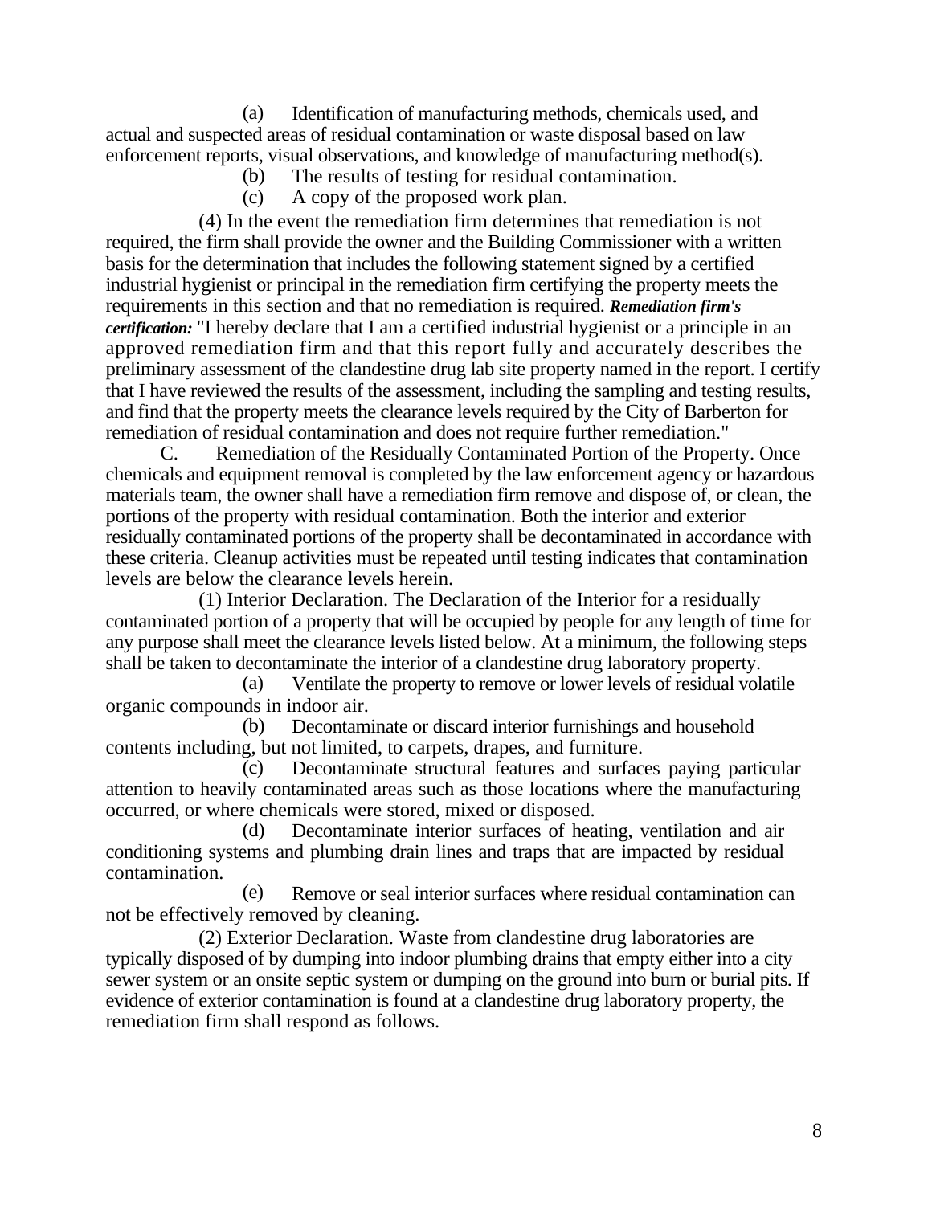(a) Identification of manufacturing methods, chemicals used, and actual and suspected areas of residual contamination or waste disposal based on law enforcement reports, visual observations, and knowledge of manufacturing method(s).

(b) The results of testing for residual contamination.

(c) A copy of the proposed work plan.

(4) In the event the remediation firm determines that remediation is not required, the firm shall provide the owner and the Building Commissioner with a written basis for the determination that includes the following statement signed by a certified industrial hygienist or principal in the remediation firm certifying the property meets the requirements in this section and that no remediation is required. ***Remediation firm's certification:*** "I hereby declare that I am a certified industrial hygienist or a principle in an approved remediation firm and that this report fully and accurately describes the preliminary assessment of the clandestine drug lab site property named in the report. I certify that I have reviewed the results of the assessment, including the sampling and testing results, and find that the property meets the clearance levels required by the City of Barberton for remediation of residual contamination and does not require further remediation."

C. Remediation of the Residually Contaminated Portion of the Property. Once chemicals and equipment removal is completed by the law enforcement agency or hazardous materials team, the owner shall have a remediation firm remove and dispose of, or clean, the portions of the property with residual contamination. Both the interior and exterior residually contaminated portions of the property shall be decontaminated in accordance with these criteria. Cleanup activities must be repeated until testing indicates that contamination levels are below the clearance levels herein.

(1) Interior Declaration. The Declaration of the Interior for a residually contaminated portion of a property that will be occupied by people for any length of time for any purpose shall meet the clearance levels listed below. At a minimum, the following steps shall be taken to decontaminate the interior of a clandestine drug laboratory property.

(a) Ventilate the property to remove or lower levels of residual volatile organic compounds in indoor air.

(b) Decontaminate or discard interior furnishings and household contents including, but not limited, to carpets, drapes, and furniture.

(c) Decontaminate structural features and surfaces paying particular attention to heavily contaminated areas such as those locations where the manufacturing occurred, or where chemicals were stored, mixed or disposed.

(d) Decontaminate interior surfaces of heating, ventilation and air conditioning systems and plumbing drain lines and traps that are impacted by residual contamination.

(e) Remove or seal interior surfaces where residual contamination can not be effectively removed by cleaning.

(2) Exterior Declaration. Waste from clandestine drug laboratories are typically disposed of by dumping into indoor plumbing drains that empty either into a city sewer system or an onsite septic system or dumping on the ground into burn or burial pits. If evidence of exterior contamination is found at a clandestine drug laboratory property, the remediation firm shall respond as follows.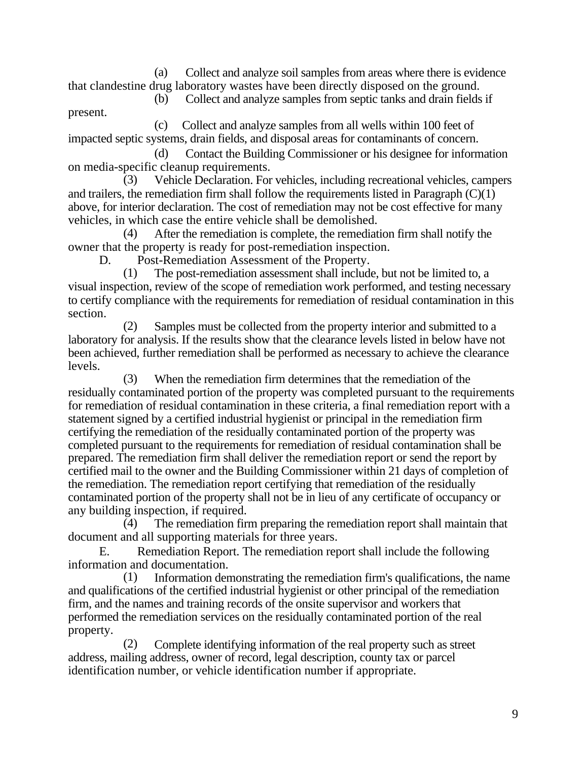(a) Collect and analyze soil samples from areas where there is evidence that clandestine drug laboratory wastes have been directly disposed on the ground.

(b) Collect and analyze samples from septic tanks and drain fields if present.

(c) Collect and analyze samples from all wells within 100 feet of impacted septic systems, drain fields, and disposal areas for contaminants of concern.

(d) Contact the Building Commissioner or his designee for information on media-specific cleanup requirements.

(3) Vehicle Declaration. For vehicles, including recreational vehicles, campers and trailers, the remediation firm shall follow the requirements listed in Paragraph (C)(1) above, for interior declaration. The cost of remediation may not be cost effective for many vehicles, in which case the entire vehicle shall be demolished.

(4) After the remediation is complete, the remediation firm shall notify the owner that the property is ready for post-remediation inspection.

D. Post-Remediation Assessment of the Property.

(1) The post-remediation assessment shall include, but not be limited to, a visual inspection, review of the scope of remediation work performed, and testing necessary to certify compliance with the requirements for remediation of residual contamination in this section.

(2) Samples must be collected from the property interior and submitted to a laboratory for analysis. If the results show that the clearance levels listed in below have not been achieved, further remediation shall be performed as necessary to achieve the clearance levels.

(3) When the remediation firm determines that the remediation of the residually contaminated portion of the property was completed pursuant to the requirements for remediation of residual contamination in these criteria, a final remediation report with a statement signed by a certified industrial hygienist or principal in the remediation firm certifying the remediation of the residually contaminated portion of the property was completed pursuant to the requirements for remediation of residual contamination shall be prepared. The remediation firm shall deliver the remediation report or send the report by certified mail to the owner and the Building Commissioner within 21 days of completion of the remediation. The remediation report certifying that remediation of the residually contaminated portion of the property shall not be in lieu of any certificate of occupancy or any building inspection, if required.

(4) The remediation firm preparing the remediation report shall maintain that document and all supporting materials for three years.

E. Remediation Report. The remediation report shall include the following information and documentation.

(1) Information demonstrating the remediation firm's qualifications, the name and qualifications of the certified industrial hygienist or other principal of the remediation firm, and the names and training records of the onsite supervisor and workers that performed the remediation services on the residually contaminated portion of the real property.

(2) Complete identifying information of the real property such as street address, mailing address, owner of record, legal description, county tax or parcel identification number, or vehicle identification number if appropriate.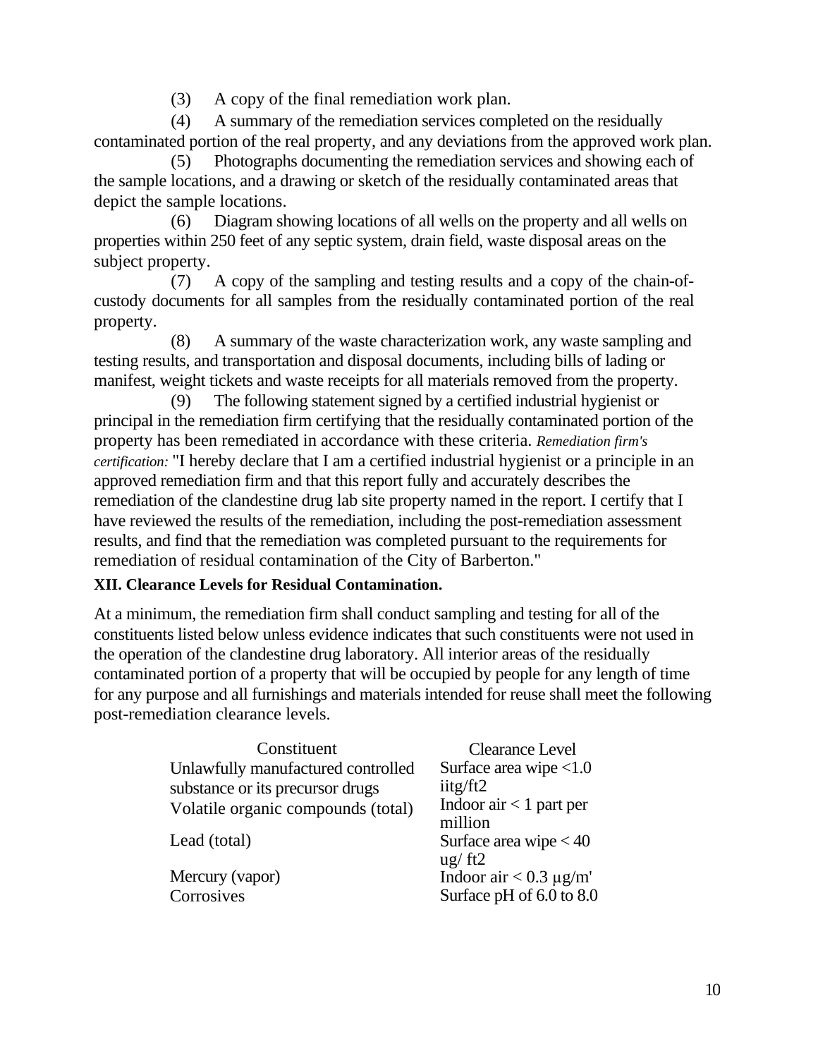(3) A copy of the final remediation work plan.

(4) A summary of the remediation services completed on the residually contaminated portion of the real property, and any deviations from the approved work plan.

(5) Photographs documenting the remediation services and showing each of the sample locations, and a drawing or sketch of the residually contaminated areas that depict the sample locations.

(6) Diagram showing locations of all wells on the property and all wells on properties within 250 feet of any septic system, drain field, waste disposal areas on the subject property.

(7) A copy of the sampling and testing results and a copy of the chain-of-custody documents for all samples from the residually contaminated portion of the real property.

(8) A summary of the waste characterization work, any waste sampling and testing results, and transportation and disposal documents, including bills of lading or manifest, weight tickets and waste receipts for all materials removed from the property.

(9) The following statement signed by a certified industrial hygienist or principal in the remediation firm certifying that the residually contaminated portion of the property has been remediated in accordance with these criteria. *Remediation firm's certification:* "I hereby declare that I am a certified industrial hygienist or a principle in an approved remediation firm and that this report fully and accurately describes the remediation of the clandestine drug lab site property named in the report. I certify that I have reviewed the results of the remediation, including the post-remediation assessment results, and find that the remediation was completed pursuant to the requirements for remediation of residual contamination of the City of Barberton."

**XII. Clearance Levels for Residual Contamination.**

At a minimum, the remediation firm shall conduct sampling and testing for all of the constituents listed below unless evidence indicates that such constituents were not used in the operation of the clandestine drug laboratory. All interior areas of the residually contaminated portion of a property that will be occupied by people for any length of time for any purpose and all furnishings and materials intended for reuse shall meet the following post-remediation clearance levels.

| Constituent | Clearance Level |
| --- | --- |
| Unlawfully manufactured controlled substance or its precursor drugs | Surface area wipe <1.0 iitg/ft2 |
| Volatile organic compounds (total) | Indoor air < 1 part per million |
| Lead (total) | Surface area wipe < 40 ug/ ft2 |
| Mercury (vapor) | Indoor air < 0.3 µg/m' |
| Corrosives | Surface pH of 6.0 to 8.0 |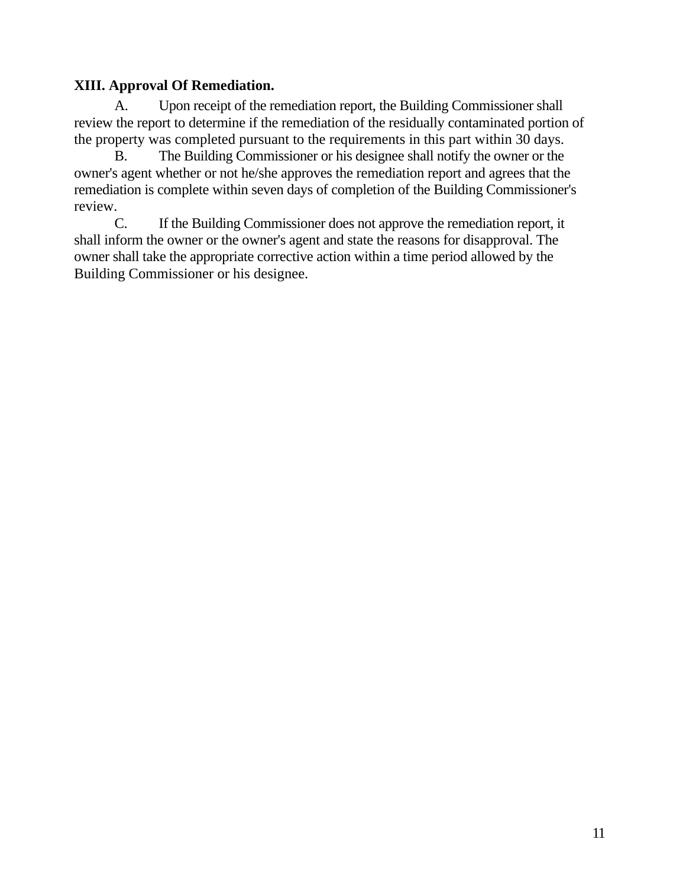### XIII. Approval Of Remediation.

A. Upon receipt of the remediation report, the Building Commissioner shall review the report to determine if the remediation of the residually contaminated portion of the property was completed pursuant to the requirements in this part within 30 days.

B. The Building Commissioner or his designee shall notify the owner or the owner's agent whether or not he/she approves the remediation report and agrees that the remediation is complete within seven days of completion of the Building Commissioner's review.

C. If the Building Commissioner does not approve the remediation report, it shall inform the owner or the owner's agent and state the reasons for disapproval. The owner shall take the appropriate corrective action within a time period allowed by the Building Commissioner or his designee.